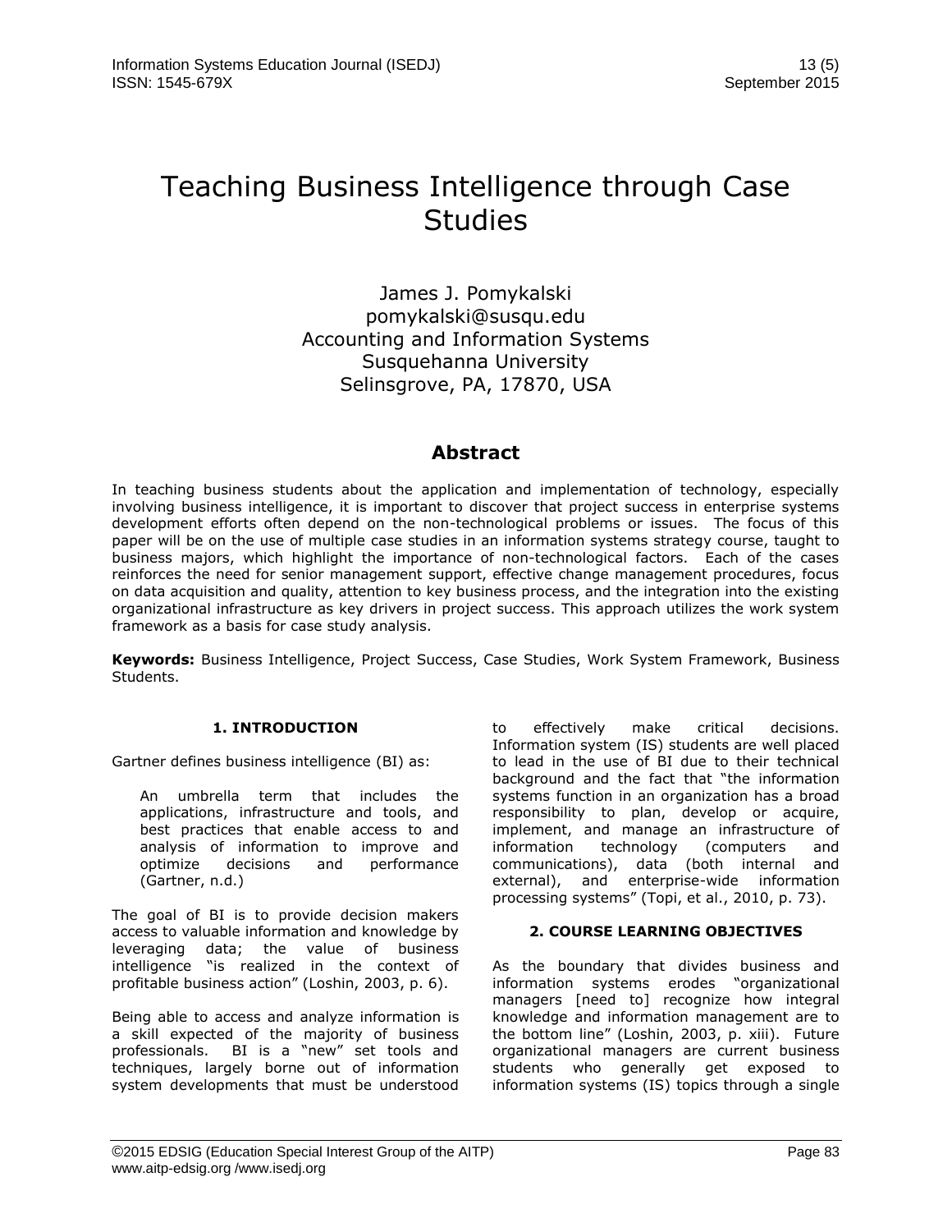# Teaching Business Intelligence through Case Studies

James J. Pomykalski
pomykalski@susqu.edu
Accounting and Information Systems
Susquehanna University
Selinsgrove, PA, 17870, USA

## Abstract

In teaching business students about the application and implementation of technology, especially involving business intelligence, it is important to discover that project success in enterprise systems development efforts often depend on the non-technological problems or issues. The focus of this paper will be on the use of multiple case studies in an information systems strategy course, taught to business majors, which highlight the importance of non-technological factors. Each of the cases reinforces the need for senior management support, effective change management procedures, focus on data acquisition and quality, attention to key business process, and the integration into the existing organizational infrastructure as key drivers in project success. This approach utilizes the work system framework as a basis for case study analysis.

**Keywords:** Business Intelligence, Project Success, Case Studies, Work System Framework, Business Students.

## 1. INTRODUCTION

Gartner defines business intelligence (BI) as:

> An umbrella term that includes the applications, infrastructure and tools, and best practices that enable access to and analysis of information to improve and optimize decisions and performance (Gartner, n.d.)

The goal of BI is to provide decision makers access to valuable information and knowledge by leveraging data; the value of business intelligence "is realized in the context of profitable business action" (Loshin, 2003, p. 6).

Being able to access and analyze information is a skill expected of the majority of business professionals. BI is a "new" set tools and techniques, largely borne out of information system developments that must be understood to effectively make critical decisions. Information system (IS) students are well placed to lead in the use of BI due to their technical background and the fact that "the information systems function in an organization has a broad responsibility to plan, develop or acquire, implement, and manage an infrastructure of information technology (computers and communications), data (both internal and external), and enterprise-wide information processing systems" (Topi, et al., 2010, p. 73).

## 2. COURSE LEARNING OBJECTIVES

As the boundary that divides business and information systems erodes "organizational managers [need to] recognize how integral knowledge and information management are to the bottom line" (Loshin, 2003, p. xiii). Future organizational managers are current business students who generally get exposed to information systems (IS) topics through a single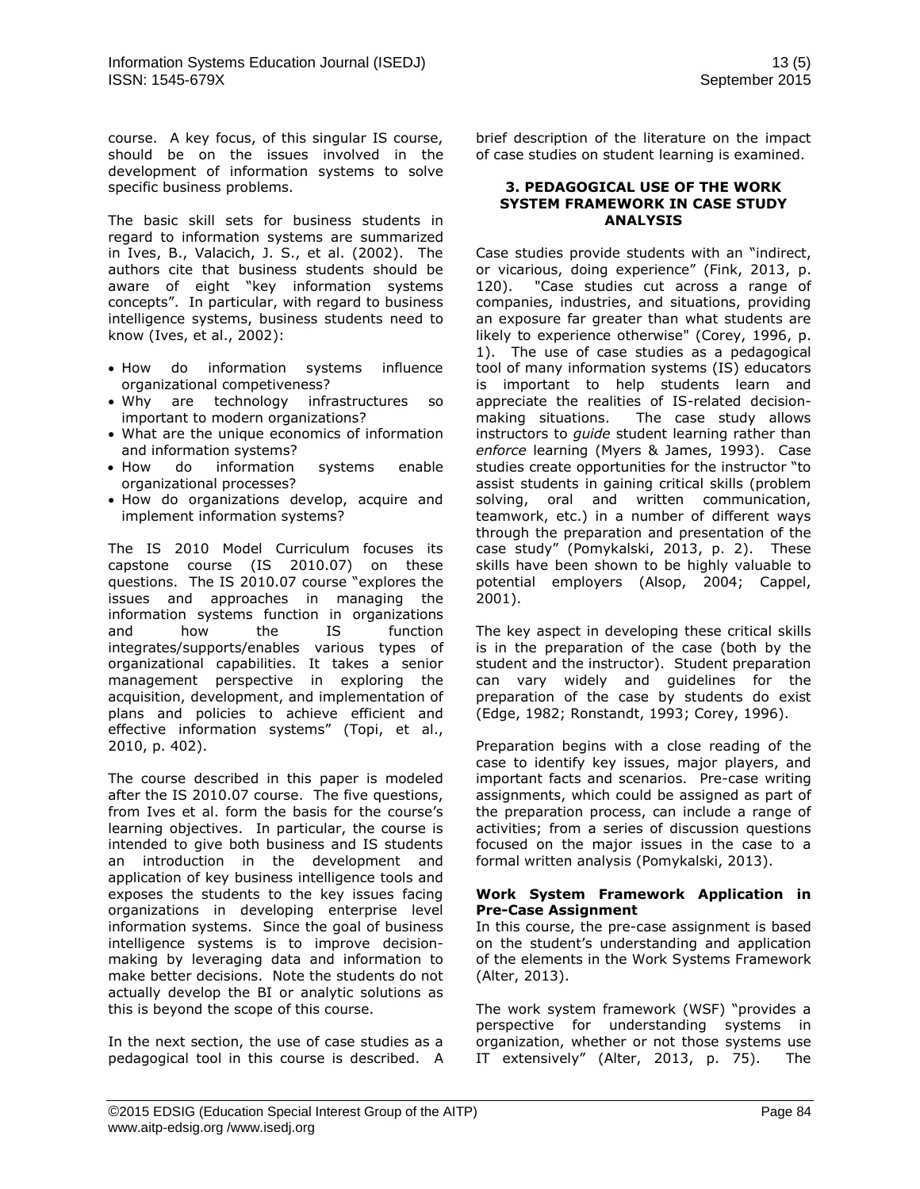course. A key focus, of this singular IS course, should be on the issues involved in the development of information systems to solve specific business problems.

The basic skill sets for business students in regard to information systems are summarized in Ives, B., Valacich, J. S., et al. (2002). The authors cite that business students should be aware of eight "key information systems concepts". In particular, with regard to business intelligence systems, business students need to know (Ives, et al., 2002):

- How do information systems influence organizational competiveness?
- Why are technology infrastructures so important to modern organizations?
- What are the unique economics of information and information systems?
- How do information systems enable organizational processes?
- How do organizations develop, acquire and implement information systems?

The IS 2010 Model Curriculum focuses its capstone course (IS 2010.07) on these questions. The IS 2010.07 course "explores the issues and approaches in managing the information systems function in organizations and how the IS function integrates/supports/enables various types of organizational capabilities. It takes a senior management perspective in exploring the acquisition, development, and implementation of plans and policies to achieve efficient and effective information systems" (Topi, et al., 2010, p. 402).

The course described in this paper is modeled after the IS 2010.07 course. The five questions, from Ives et al. form the basis for the course's learning objectives. In particular, the course is intended to give both business and IS students an introduction in the development and application of key business intelligence tools and exposes the students to the key issues facing organizations in developing enterprise level information systems. Since the goal of business intelligence systems is to improve decision-making by leveraging data and information to make better decisions. Note the students do not actually develop the BI or analytic solutions as this is beyond the scope of this course.

In the next section, the use of case studies as a pedagogical tool in this course is described. A brief description of the literature on the impact of case studies on student learning is examined.

## 3. PEDAGOGICAL USE OF THE WORK SYSTEM FRAMEWORK IN CASE STUDY ANALYSIS

Case studies provide students with an "indirect, or vicarious, doing experience" (Fink, 2013, p. 120). "Case studies cut across a range of companies, industries, and situations, providing an exposure far greater than what students are likely to experience otherwise" (Corey, 1996, p. 1). The use of case studies as a pedagogical tool of many information systems (IS) educators is important to help students learn and appreciate the realities of IS-related decision-making situations. The case study allows instructors to *guide* student learning rather than *enforce* learning (Myers & James, 1993). Case studies create opportunities for the instructor "to assist students in gaining critical skills (problem solving, oral and written communication, teamwork, etc.) in a number of different ways through the preparation and presentation of the case study" (Pomykalski, 2013, p. 2). These skills have been shown to be highly valuable to potential employers (Alsop, 2004; Cappel, 2001).

The key aspect in developing these critical skills is in the preparation of the case (both by the student and the instructor). Student preparation can vary widely and guidelines for the preparation of the case by students do exist (Edge, 1982; Ronstandt, 1993; Corey, 1996).

Preparation begins with a close reading of the case to identify key issues, major players, and important facts and scenarios. Pre-case writing assignments, which could be assigned as part of the preparation process, can include a range of activities; from a series of discussion questions focused on the major issues in the case to a formal written analysis (Pomykalski, 2013).

### Work System Framework Application in Pre-Case Assignment

In this course, the pre-case assignment is based on the student's understanding and application of the elements in the Work Systems Framework (Alter, 2013).

The work system framework (WSF) "provides a perspective for understanding systems in organization, whether or not those systems use IT extensively" (Alter, 2013, p. 75). The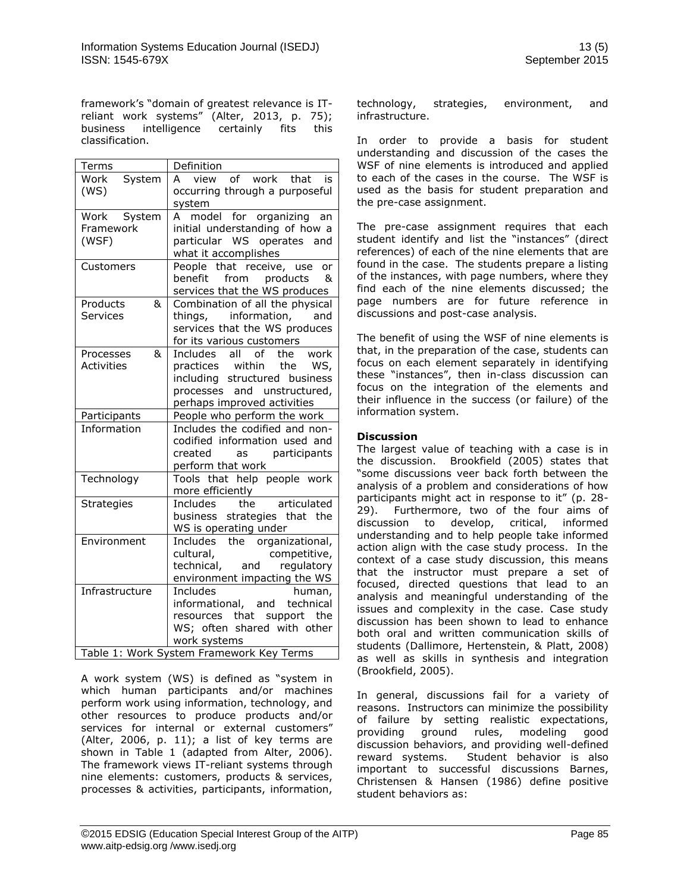framework's "domain of greatest relevance is IT-reliant work systems" (Alter, 2013, p. 75); business intelligence certainly fits this classification.

| Terms | Definition |
|---|---|
| Work System (WS) | A view of work that is occurring through a purposeful system |
| Work System Framework (WSF) | A model for organizing an initial understanding of how a particular WS operates and what it accomplishes |
| Customers | People that receive, use or benefit from products & services that the WS produces |
| Products & Services | Combination of all the physical things, information, and services that the WS produces for its various customers |
| Processes & Activities | Includes all of the work practices within the WS, including structured business processes and unstructured, perhaps improved activities |
| Participants | People who perform the work |
| Information | Includes the codified and non-codified information used and created as participants perform that work |
| Technology | Tools that help people work more efficiently |
| Strategies | Includes the articulated business strategies that the WS is operating under |
| Environment | Includes the organizational, cultural, competitive, technical, and regulatory environment impacting the WS |
| Infrastructure | Includes human, informational, and technical resources that support the WS; often shared with other work systems |

Table 1: Work System Framework Key Terms

A work system (WS) is defined as "system in which human participants and/or machines perform work using information, technology, and other resources to produce products and/or services for internal or external customers" (Alter, 2006, p. 11); a list of key terms are shown in Table 1 (adapted from Alter, 2006). The framework views IT-reliant systems through nine elements: customers, products & services, processes & activities, participants, information, technology, strategies, environment, and infrastructure.

In order to provide a basis for student understanding and discussion of the cases the WSF of nine elements is introduced and applied to each of the cases in the course. The WSF is used as the basis for student preparation and the pre-case assignment.

The pre-case assignment requires that each student identify and list the "instances" (direct references) of each of the nine elements that are found in the case. The students prepare a listing of the instances, with page numbers, where they find each of the nine elements discussed; the page numbers are for future reference in discussions and post-case analysis.

The benefit of using the WSF of nine elements is that, in the preparation of the case, students can focus on each element separately in identifying these "instances", then in-class discussion can focus on the integration of the elements and their influence in the success (or failure) of the information system.

**Discussion**

The largest value of teaching with a case is in the discussion. Brookfield (2005) states that "some discussions veer back forth between the analysis of a problem and considerations of how participants might act in response to it" (p. 28-29). Furthermore, two of the four aims of discussion to develop, critical, informed understanding and to help people take informed action align with the case study process. In the context of a case study discussion, this means that the instructor must prepare a set of focused, directed questions that lead to an analysis and meaningful understanding of the issues and complexity in the case. Case study discussion has been shown to lead to enhance both oral and written communication skills of students (Dallimore, Hertenstein, & Platt, 2008) as well as skills in synthesis and integration (Brookfield, 2005).

In general, discussions fail for a variety of reasons. Instructors can minimize the possibility of failure by setting realistic expectations, providing ground rules, modeling good discussion behaviors, and providing well-defined reward systems. Student behavior is also important to successful discussions Barnes, Christensen & Hansen (1986) define positive student behaviors as: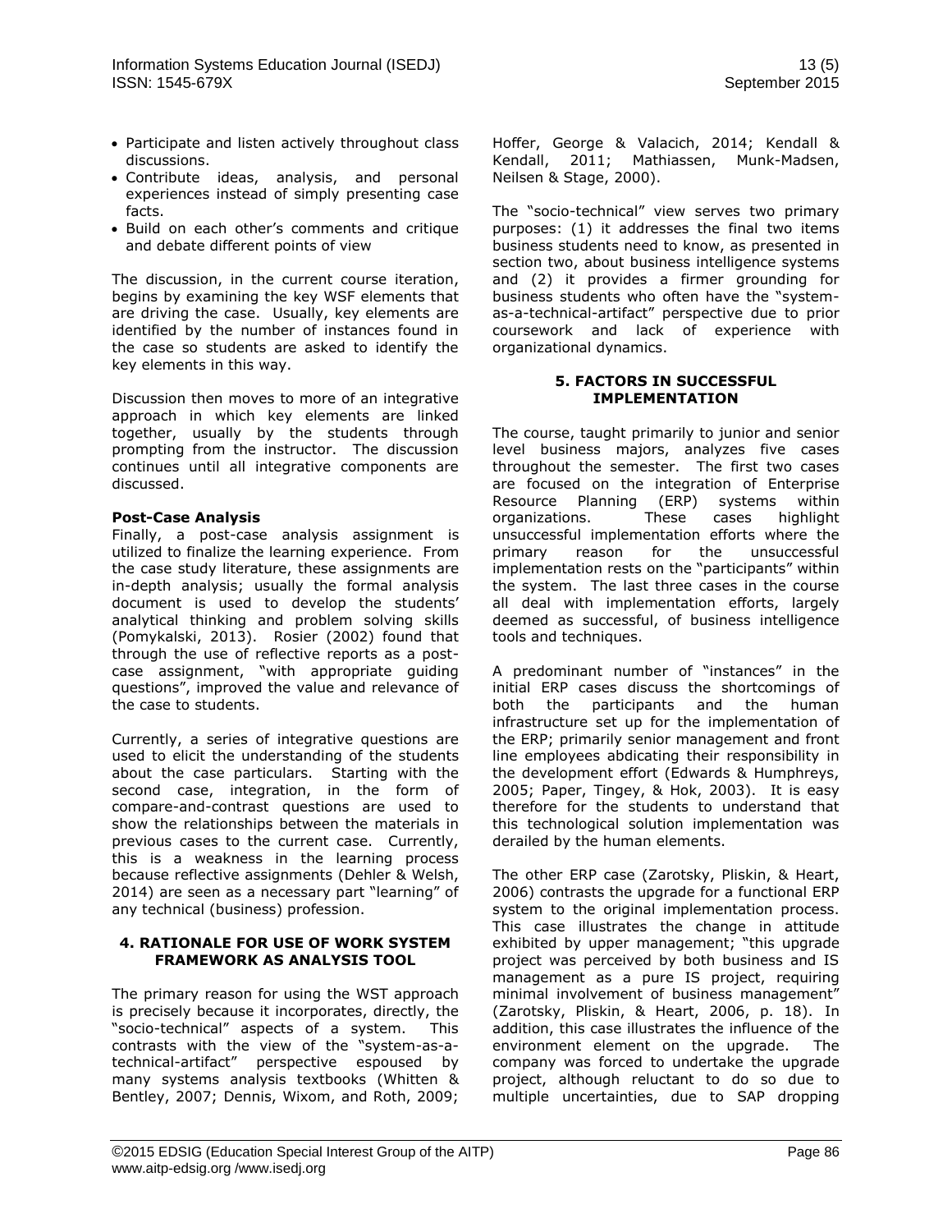- Participate and listen actively throughout class discussions.
- Contribute ideas, analysis, and personal experiences instead of simply presenting case facts.
- Build on each other's comments and critique and debate different points of view

The discussion, in the current course iteration, begins by examining the key WSF elements that are driving the case. Usually, key elements are identified by the number of instances found in the case so students are asked to identify the key elements in this way.

Discussion then moves to more of an integrative approach in which key elements are linked together, usually by the students through prompting from the instructor. The discussion continues until all integrative components are discussed.

**Post-Case Analysis**

Finally, a post-case analysis assignment is utilized to finalize the learning experience. From the case study literature, these assignments are in-depth analysis; usually the formal analysis document is used to develop the students' analytical thinking and problem solving skills (Pomykalski, 2013). Rosier (2002) found that through the use of reflective reports as a post-case assignment, "with appropriate guiding questions", improved the value and relevance of the case to students.

Currently, a series of integrative questions are used to elicit the understanding of the students about the case particulars. Starting with the second case, integration, in the form of compare-and-contrast questions are used to show the relationships between the materials in previous cases to the current case. Currently, this is a weakness in the learning process because reflective assignments (Dehler & Welsh, 2014) are seen as a necessary part "learning" of any technical (business) profession.

## 4. RATIONALE FOR USE OF WORK SYSTEM FRAMEWORK AS ANALYSIS TOOL

The primary reason for using the WST approach is precisely because it incorporates, directly, the "socio-technical" aspects of a system. This contrasts with the view of the "system-as-a-technical-artifact" perspective espoused by many systems analysis textbooks (Whitten & Bentley, 2007; Dennis, Wixom, and Roth, 2009; Hoffer, George & Valacich, 2014; Kendall & Kendall, 2011; Mathiassen, Munk-Madsen, Neilsen & Stage, 2000).

The "socio-technical" view serves two primary purposes: (1) it addresses the final two items business students need to know, as presented in section two, about business intelligence systems and (2) it provides a firmer grounding for business students who often have the "system-as-a-technical-artifact" perspective due to prior coursework and lack of experience with organizational dynamics.

## 5. FACTORS IN SUCCESSFUL IMPLEMENTATION

The course, taught primarily to junior and senior level business majors, analyzes five cases throughout the semester. The first two cases are focused on the integration of Enterprise Resource Planning (ERP) systems within organizations. These cases highlight unsuccessful implementation efforts where the primary reason for the unsuccessful implementation rests on the "participants" within the system. The last three cases in the course all deal with implementation efforts, largely deemed as successful, of business intelligence tools and techniques.

A predominant number of "instances" in the initial ERP cases discuss the shortcomings of both the participants and the human infrastructure set up for the implementation of the ERP; primarily senior management and front line employees abdicating their responsibility in the development effort (Edwards & Humphreys, 2005; Paper, Tingey, & Hok, 2003). It is easy therefore for the students to understand that this technological solution implementation was derailed by the human elements.

The other ERP case (Zarotsky, Pliskin, & Heart, 2006) contrasts the upgrade for a functional ERP system to the original implementation process. This case illustrates the change in attitude exhibited by upper management; "this upgrade project was perceived by both business and IS management as a pure IS project, requiring minimal involvement of business management" (Zarotsky, Pliskin, & Heart, 2006, p. 18). In addition, this case illustrates the influence of the environment element on the upgrade. The company was forced to undertake the upgrade project, although reluctant to do so due to multiple uncertainties, due to SAP dropping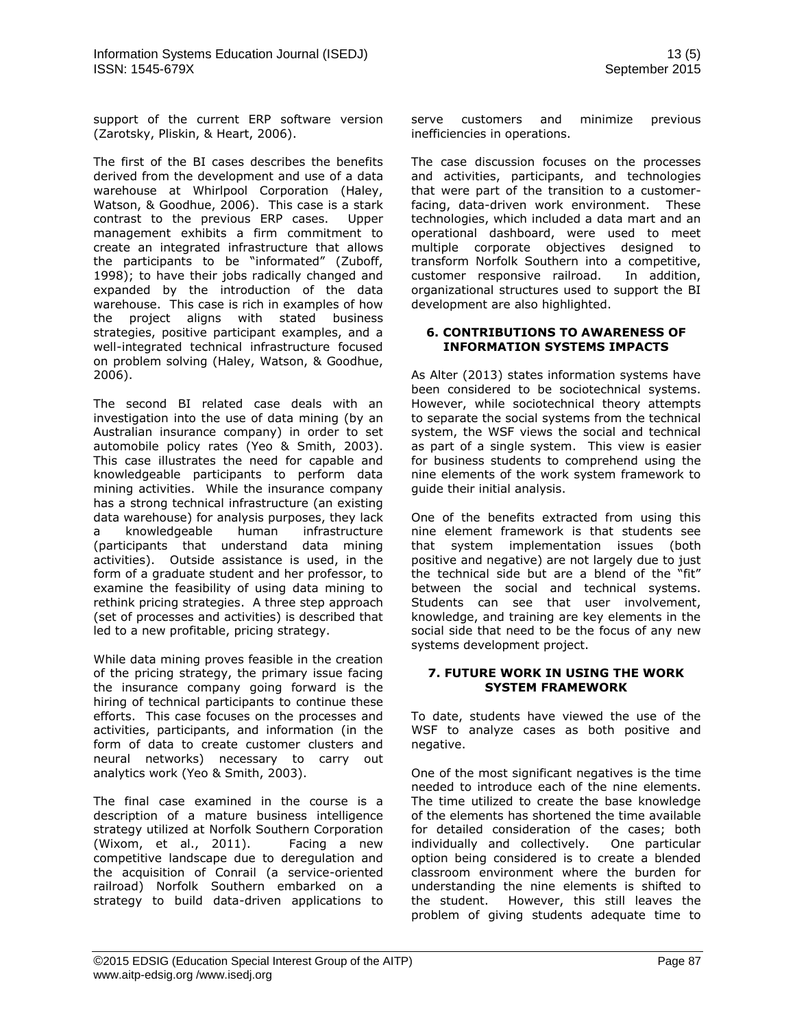support of the current ERP software version (Zarotsky, Pliskin, & Heart, 2006).

The first of the BI cases describes the benefits derived from the development and use of a data warehouse at Whirlpool Corporation (Haley, Watson, & Goodhue, 2006). This case is a stark contrast to the previous ERP cases. Upper management exhibits a firm commitment to create an integrated infrastructure that allows the participants to be "informated" (Zuboff, 1998); to have their jobs radically changed and expanded by the introduction of the data warehouse. This case is rich in examples of how the project aligns with stated business strategies, positive participant examples, and a well-integrated technical infrastructure focused on problem solving (Haley, Watson, & Goodhue, 2006).

The second BI related case deals with an investigation into the use of data mining (by an Australian insurance company) in order to set automobile policy rates (Yeo & Smith, 2003). This case illustrates the need for capable and knowledgeable participants to perform data mining activities. While the insurance company has a strong technical infrastructure (an existing data warehouse) for analysis purposes, they lack a knowledgeable human infrastructure (participants that understand data mining activities). Outside assistance is used, in the form of a graduate student and her professor, to examine the feasibility of using data mining to rethink pricing strategies. A three step approach (set of processes and activities) is described that led to a new profitable, pricing strategy.

While data mining proves feasible in the creation of the pricing strategy, the primary issue facing the insurance company going forward is the hiring of technical participants to continue these efforts. This case focuses on the processes and activities, participants, and information (in the form of data to create customer clusters and neural networks) necessary to carry out analytics work (Yeo & Smith, 2003).

The final case examined in the course is a description of a mature business intelligence strategy utilized at Norfolk Southern Corporation (Wixom, et al., 2011). Facing a new competitive landscape due to deregulation and the acquisition of Conrail (a service-oriented railroad) Norfolk Southern embarked on a strategy to build data-driven applications to serve customers and minimize previous inefficiencies in operations.

The case discussion focuses on the processes and activities, participants, and technologies that were part of the transition to a customer-facing, data-driven work environment. These technologies, which included a data mart and an operational dashboard, were used to meet multiple corporate objectives designed to transform Norfolk Southern into a competitive, customer responsive railroad. In addition, organizational structures used to support the BI development are also highlighted.

## 6. CONTRIBUTIONS TO AWARENESS OF INFORMATION SYSTEMS IMPACTS

As Alter (2013) states information systems have been considered to be sociotechnical systems. However, while sociotechnical theory attempts to separate the social systems from the technical system, the WSF views the social and technical as part of a single system. This view is easier for business students to comprehend using the nine elements of the work system framework to guide their initial analysis.

One of the benefits extracted from using this nine element framework is that students see that system implementation issues (both positive and negative) are not largely due to just the technical side but are a blend of the "fit" between the social and technical systems. Students can see that user involvement, knowledge, and training are key elements in the social side that need to be the focus of any new systems development project.

## 7. FUTURE WORK IN USING THE WORK SYSTEM FRAMEWORK

To date, students have viewed the use of the WSF to analyze cases as both positive and negative.

One of the most significant negatives is the time needed to introduce each of the nine elements. The time utilized to create the base knowledge of the elements has shortened the time available for detailed consideration of the cases; both individually and collectively. One particular option being considered is to create a blended classroom environment where the burden for understanding the nine elements is shifted to the student. However, this still leaves the problem of giving students adequate time to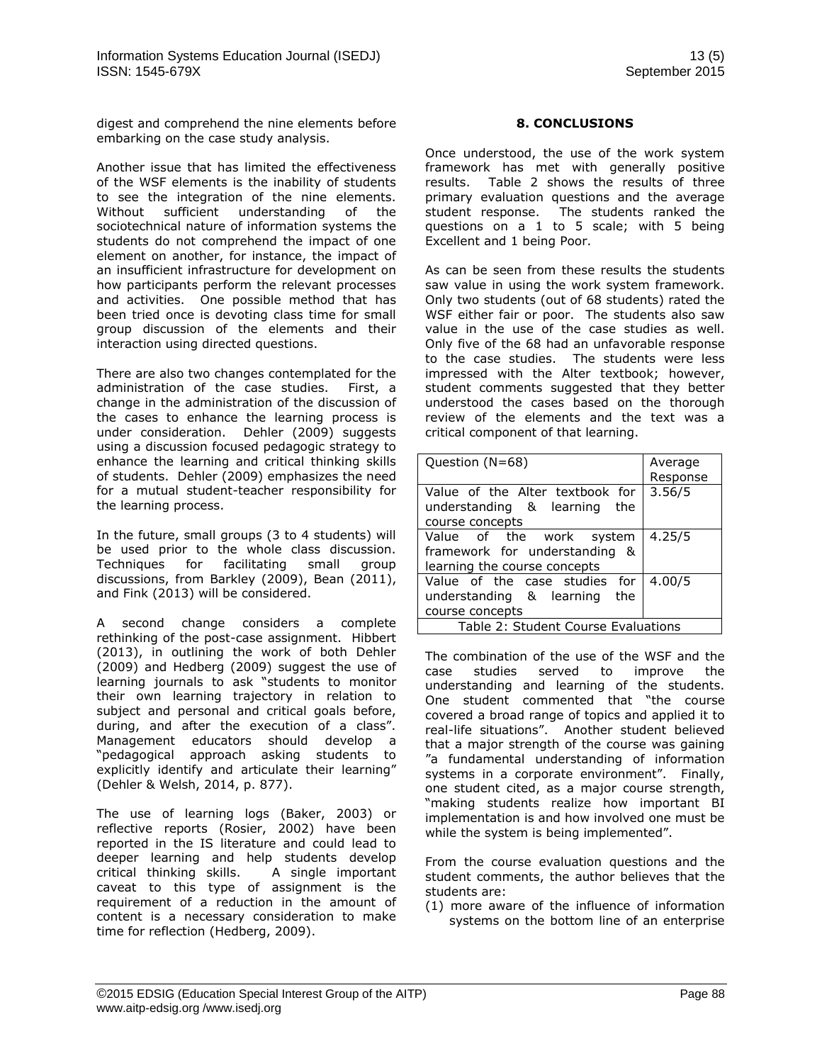digest and comprehend the nine elements before embarking on the case study analysis.

Another issue that has limited the effectiveness of the WSF elements is the inability of students to see the integration of the nine elements. Without sufficient understanding of the sociotechnical nature of information systems the students do not comprehend the impact of one element on another, for instance, the impact of an insufficient infrastructure for development on how participants perform the relevant processes and activities. One possible method that has been tried once is devoting class time for small group discussion of the elements and their interaction using directed questions.

There are also two changes contemplated for the administration of the case studies. First, a change in the administration of the discussion of the cases to enhance the learning process is under consideration. Dehler (2009) suggests using a discussion focused pedagogic strategy to enhance the learning and critical thinking skills of students. Dehler (2009) emphasizes the need for a mutual student-teacher responsibility for the learning process.

In the future, small groups (3 to 4 students) will be used prior to the whole class discussion. Techniques for facilitating small group discussions, from Barkley (2009), Bean (2011), and Fink (2013) will be considered.

A second change considers a complete rethinking of the post-case assignment. Hibbert (2013), in outlining the work of both Dehler (2009) and Hedberg (2009) suggest the use of learning journals to ask "students to monitor their own learning trajectory in relation to subject and personal and critical goals before, during, and after the execution of a class". Management educators should develop a "pedagogical approach asking students to explicitly identify and articulate their learning" (Dehler & Welsh, 2014, p. 877).

The use of learning logs (Baker, 2003) or reflective reports (Rosier, 2002) have been reported in the IS literature and could lead to deeper learning and help students develop critical thinking skills. A single important caveat to this type of assignment is the requirement of a reduction in the amount of content is a necessary consideration to make time for reflection (Hedberg, 2009).

## 8. CONCLUSIONS

Once understood, the use of the work system framework has met with generally positive results. Table 2 shows the results of three primary evaluation questions and the average student response. The students ranked the questions on a 1 to 5 scale; with 5 being Excellent and 1 being Poor.

As can be seen from these results the students saw value in using the work system framework. Only two students (out of 68 students) rated the WSF either fair or poor. The students also saw value in the use of the case studies as well. Only five of the 68 had an unfavorable response to the case studies. The students were less impressed with the Alter textbook; however, student comments suggested that they better understood the cases based on the thorough review of the elements and the text was a critical component of that learning.

| Question (N=68) | Average Response |
|---|---|
| Value of the Alter textbook for understanding & learning the course concepts | 3.56/5 |
| Value of the work system framework for understanding & learning the course concepts | 4.25/5 |
| Value of the case studies for understanding & learning the course concepts | 4.00/5 |

Table 2: Student Course Evaluations

The combination of the use of the WSF and the case studies served to improve the understanding and learning of the students. One student commented that "the course covered a broad range of topics and applied it to real-life situations". Another student believed that a major strength of the course was gaining "a fundamental understanding of information systems in a corporate environment". Finally, one student cited, as a major course strength, "making students realize how important BI implementation is and how involved one must be while the system is being implemented".

From the course evaluation questions and the student comments, the author believes that the students are:

(1) more aware of the influence of information systems on the bottom line of an enterprise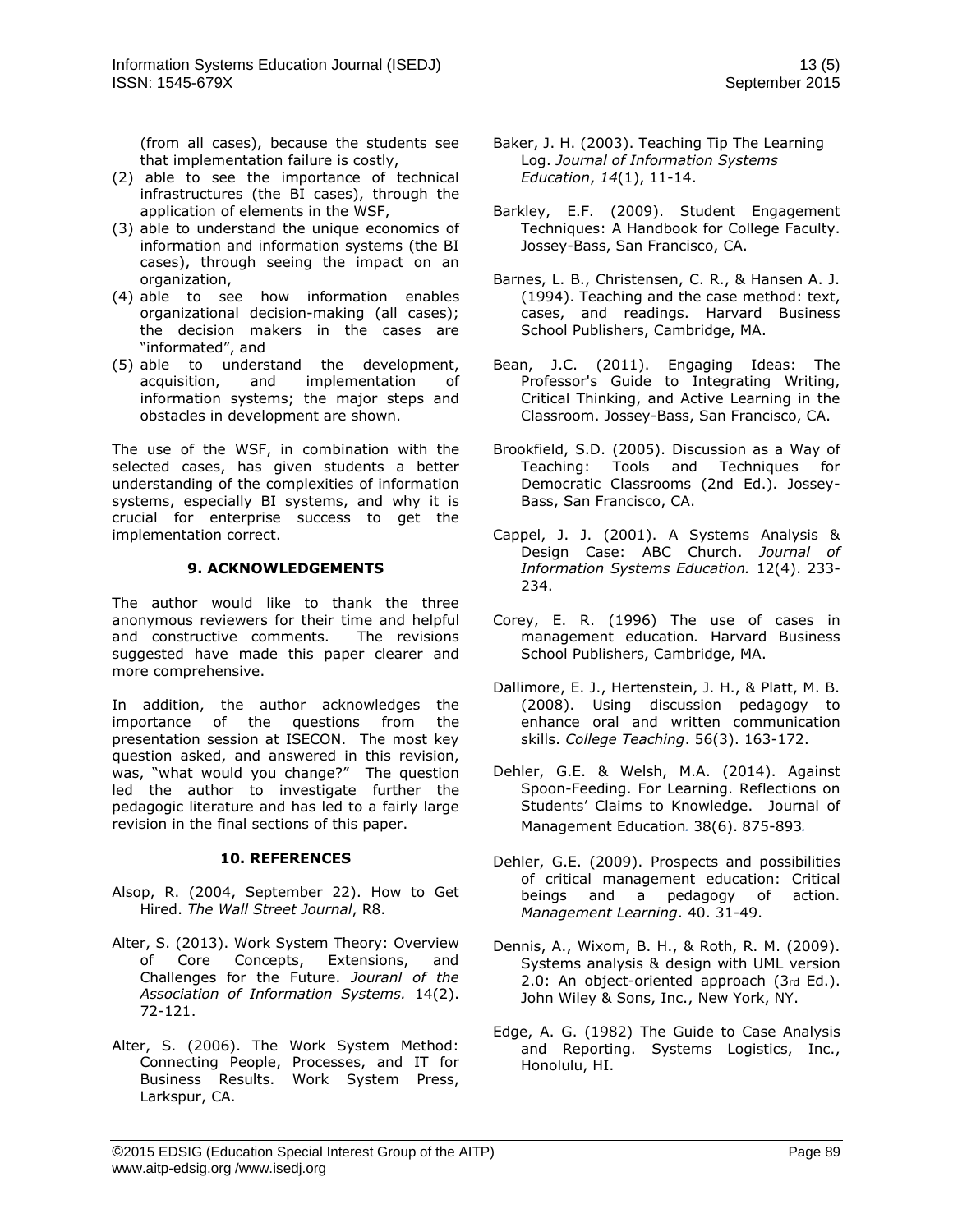(from all cases), because the students see that implementation failure is costly,

(2) able to see the importance of technical infrastructures (the BI cases), through the application of elements in the WSF,
(3) able to understand the unique economics of information and information systems (the BI cases), through seeing the impact on an organization,
(4) able to see how information enables organizational decision-making (all cases); the decision makers in the cases are "informated", and
(5) able to understand the development, acquisition, and implementation of information systems; the major steps and obstacles in development are shown.

The use of the WSF, in combination with the selected cases, has given students a better understanding of the complexities of information systems, especially BI systems, and why it is crucial for enterprise success to get the implementation correct.

## 9. ACKNOWLEDGEMENTS

The author would like to thank the three anonymous reviewers for their time and helpful and constructive comments. The revisions suggested have made this paper clearer and more comprehensive.

In addition, the author acknowledges the importance of the questions from the presentation session at ISECON. The most key question asked, and answered in this revision, was, "what would you change?" The question led the author to investigate further the pedagogic literature and has led to a fairly large revision in the final sections of this paper.

## 10. REFERENCES

Alsop, R. (2004, September 22). How to Get Hired. *The Wall Street Journal*, R8.

Alter, S. (2013). Work System Theory: Overview of Core Concepts, Extensions, and Challenges for the Future. *Jouranl of the Association of Information Systems.* 14(2). 72-121.

Alter, S. (2006). The Work System Method: Connecting People, Processes, and IT for Business Results. Work System Press, Larkspur, CA.

Baker, J. H. (2003). Teaching Tip The Learning Log. *Journal of Information Systems Education*, *14*(1), 11-14.

Barkley, E.F. (2009). Student Engagement Techniques: A Handbook for College Faculty. Jossey-Bass, San Francisco, CA.

Barnes, L. B., Christensen, C. R., & Hansen A. J. (1994). Teaching and the case method: text, cases, and readings. Harvard Business School Publishers, Cambridge, MA.

Bean, J.C. (2011). Engaging Ideas: The Professor's Guide to Integrating Writing, Critical Thinking, and Active Learning in the Classroom. Jossey-Bass, San Francisco, CA.

Brookfield, S.D. (2005). Discussion as a Way of Teaching: Tools and Techniques for Democratic Classrooms (2nd Ed.). Jossey-Bass, San Francisco, CA.

Cappel, J. J. (2001). A Systems Analysis & Design Case: ABC Church. *Journal of Information Systems Education.* 12(4). 233-234.

Corey, E. R. (1996) The use of cases in management education*.* Harvard Business School Publishers, Cambridge, MA.

Dallimore, E. J., Hertenstein, J. H., & Platt, M. B. (2008). Using discussion pedagogy to enhance oral and written communication skills. *College Teaching*. 56(3). 163-172.

Dehler, G.E. & Welsh, M.A. (2014). Against Spoon-Feeding. For Learning. Reflections on Students' Claims to Knowledge. Journal of Management Education. 38(6). 875-893.

Dehler, G.E. (2009). Prospects and possibilities of critical management education: Critical beings and a pedagogy of action. *Management Learning*. 40. 31-49.

Dennis, A., Wixom, B. H., & Roth, R. M. (2009). Systems analysis & design with UML version 2.0: An object-oriented approach (3rd Ed.). John Wiley & Sons, Inc., New York, NY.

Edge, A. G. (1982) The Guide to Case Analysis and Reporting. Systems Logistics, Inc., Honolulu, HI.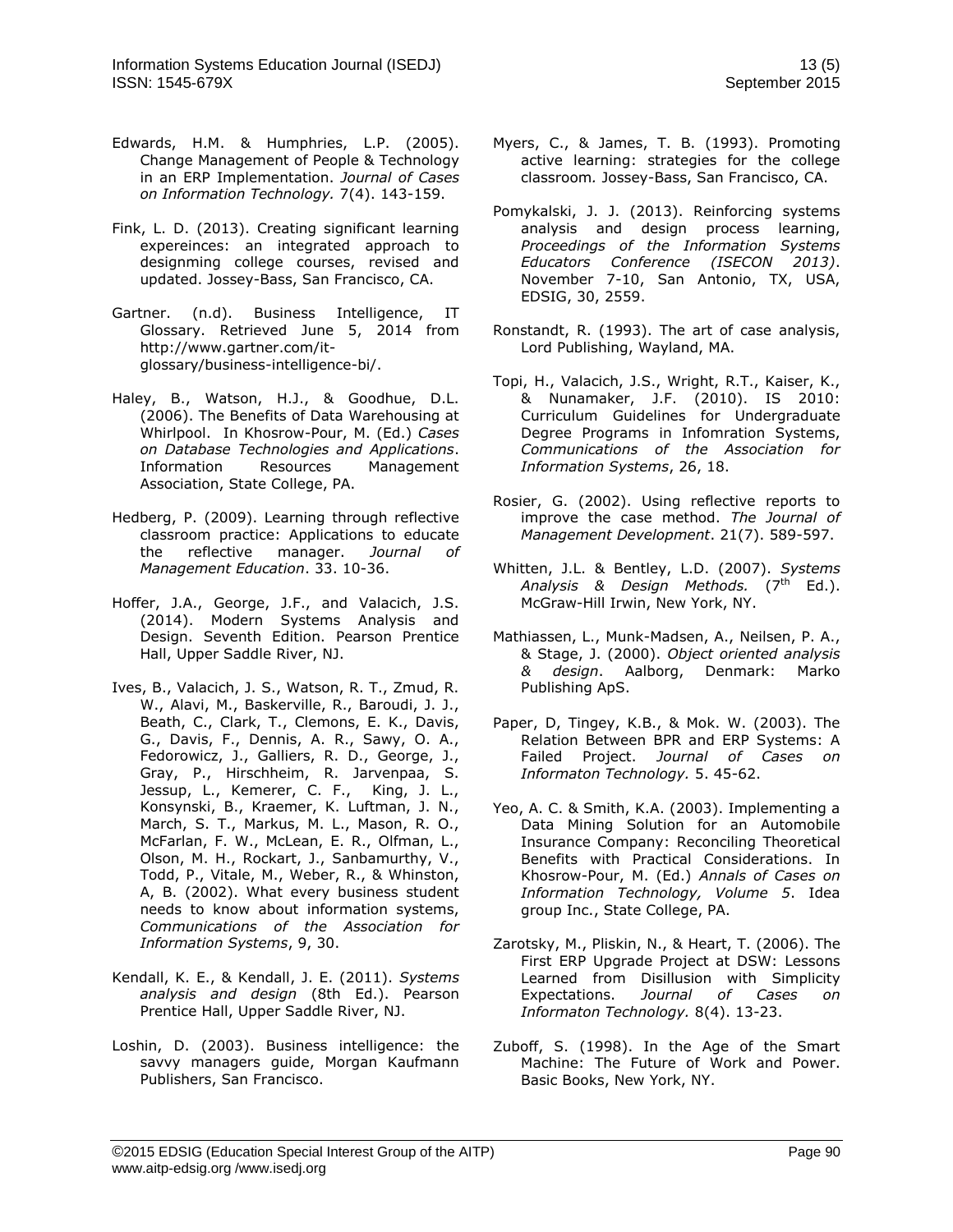Edwards, H.M. & Humphries, L.P. (2005). Change Management of People & Technology in an ERP Implementation. *Journal of Cases on Information Technology.* 7(4). 143-159.

Fink, L. D. (2013). Creating significant learning expereinces: an integrated approach to designming college courses, revised and updated. Jossey-Bass, San Francisco, CA.

Gartner. (n.d). Business Intelligence, IT Glossary. Retrieved June 5, 2014 from http://www.gartner.com/it-glossary/business-intelligence-bi/.

Haley, B., Watson, H.J., & Goodhue, D.L. (2006). The Benefits of Data Warehousing at Whirlpool. In Khosrow-Pour, M. (Ed.) *Cases on Database Technologies and Applications*. Information Resources Management Association, State College, PA.

Hedberg, P. (2009). Learning through reflective classroom practice: Applications to educate the reflective manager. *Journal of Management Education*. 33. 10-36.

Hoffer, J.A., George, J.F., and Valacich, J.S. (2014). Modern Systems Analysis and Design. Seventh Edition. Pearson Prentice Hall, Upper Saddle River, NJ.

Ives, B., Valacich, J. S., Watson, R. T., Zmud, R. W., Alavi, M., Baskerville, R., Baroudi, J. J., Beath, C., Clark, T., Clemons, E. K., Davis, G., Davis, F., Dennis, A. R., Sawy, O. A., Fedorowicz, J., Galliers, R. D., George, J., Gray, P., Hirschheim, R. Jarvenpaa, S. Jessup, L., Kemerer, C. F., King, J. L., Konsynski, B., Kraemer, K. Luftman, J. N., March, S. T., Markus, M. L., Mason, R. O., McFarlan, F. W., McLean, E. R., Olfman, L., Olson, M. H., Rockart, J., Sanbamurthy, V., Todd, P., Vitale, M., Weber, R., & Whinston, A, B. (2002). What every business student needs to know about information systems, *Communications of the Association for Information Systems*, 9, 30.

Kendall, K. E., & Kendall, J. E. (2011). *Systems analysis and design* (8th Ed.). Pearson Prentice Hall, Upper Saddle River, NJ.

Loshin, D. (2003). Business intelligence: the savvy managers guide, Morgan Kaufmann Publishers, San Francisco.

Myers, C., & James, T. B. (1993). Promoting active learning: strategies for the college classroom*.* Jossey-Bass, San Francisco, CA.

Pomykalski, J. J. (2013). Reinforcing systems analysis and design process learning, *Proceedings of the Information Systems Educators Conference (ISECON 2013)*. November 7-10, San Antonio, TX, USA, EDSIG, 30, 2559.

Ronstandt, R. (1993). The art of case analysis, Lord Publishing, Wayland, MA.

Topi, H., Valacich, J.S., Wright, R.T., Kaiser, K., & Nunamaker, J.F. (2010). IS 2010: Curriculum Guidelines for Undergraduate Degree Programs in Infomration Systems, *Communications of the Association for Information Systems*, 26, 18.

Rosier, G. (2002). Using reflective reports to improve the case method. *The Journal of Management Development*. 21(7). 589-597.

Whitten, J.L. & Bentley, L.D. (2007). *Systems Analysis & Design Methods.* (7th Ed.). McGraw-Hill Irwin, New York, NY.

Mathiassen, L., Munk-Madsen, A., Neilsen, P. A., & Stage, J. (2000). *Object oriented analysis & design*. Aalborg, Denmark: Marko Publishing ApS.

Paper, D, Tingey, K.B., & Mok. W. (2003). The Relation Between BPR and ERP Systems: A Failed Project. *Journal of Cases on Informaton Technology.* 5. 45-62.

Yeo, A. C. & Smith, K.A. (2003). Implementing a Data Mining Solution for an Automobile Insurance Company: Reconciling Theoretical Benefits with Practical Considerations. In Khosrow-Pour, M. (Ed.) *Annals of Cases on Information Technology, Volume 5*. Idea group Inc., State College, PA.

Zarotsky, M., Pliskin, N., & Heart, T. (2006). The First ERP Upgrade Project at DSW: Lessons Learned from Disillusion with Simplicity Expectations. *Journal of Cases on Informaton Technology.* 8(4). 13-23.

Zuboff, S. (1998). In the Age of the Smart Machine: The Future of Work and Power. Basic Books, New York, NY.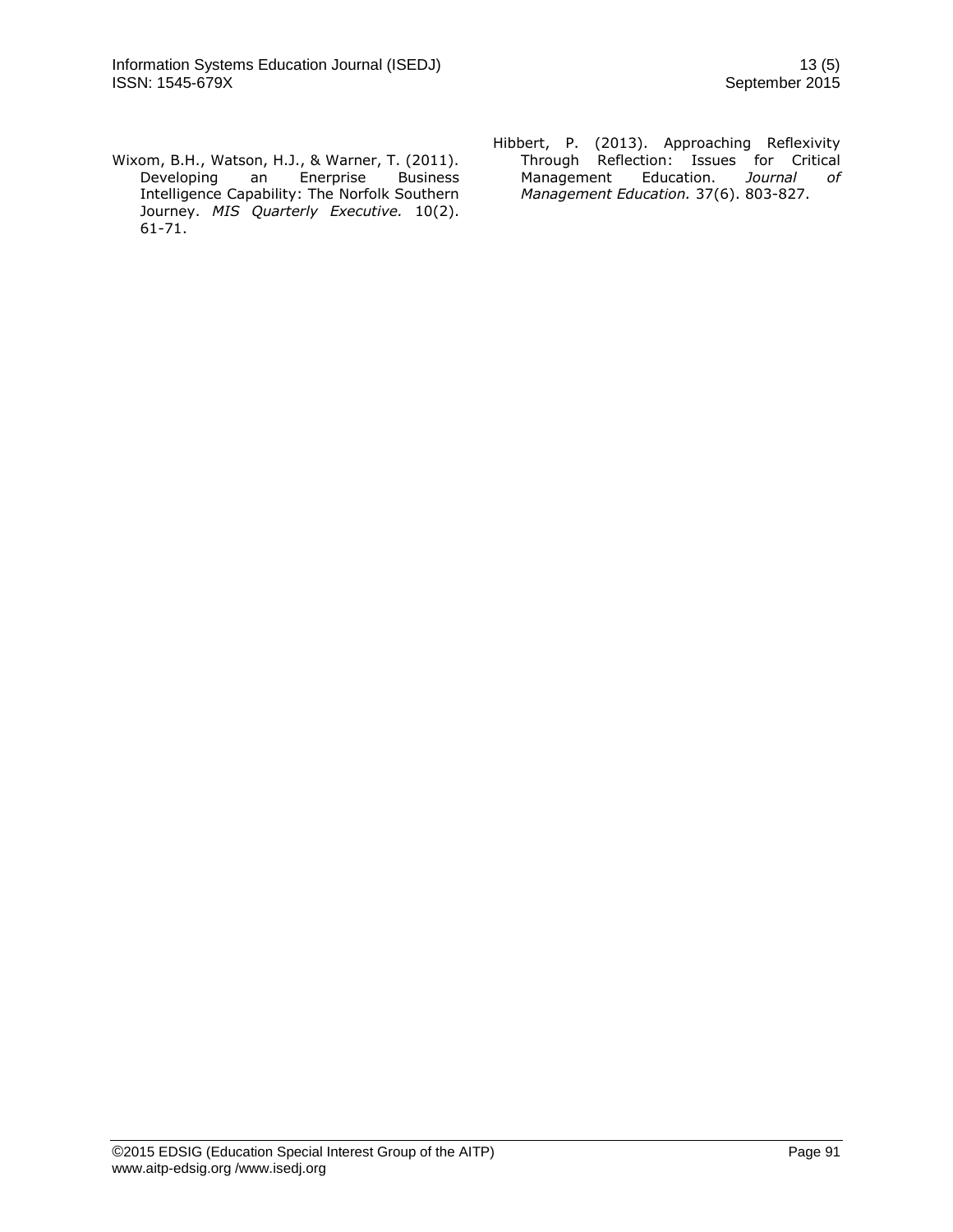Wixom, B.H., Watson, H.J., & Warner, T. (2011). Developing an Enerprise Business Intelligence Capability: The Norfolk Southern Journey. *MIS Quarterly Executive.* 10(2). 61-71.

Hibbert, P. (2013). Approaching Reflexivity Through Reflection: Issues for Critical Management Education. *Journal of Management Education.* 37(6). 803-827.